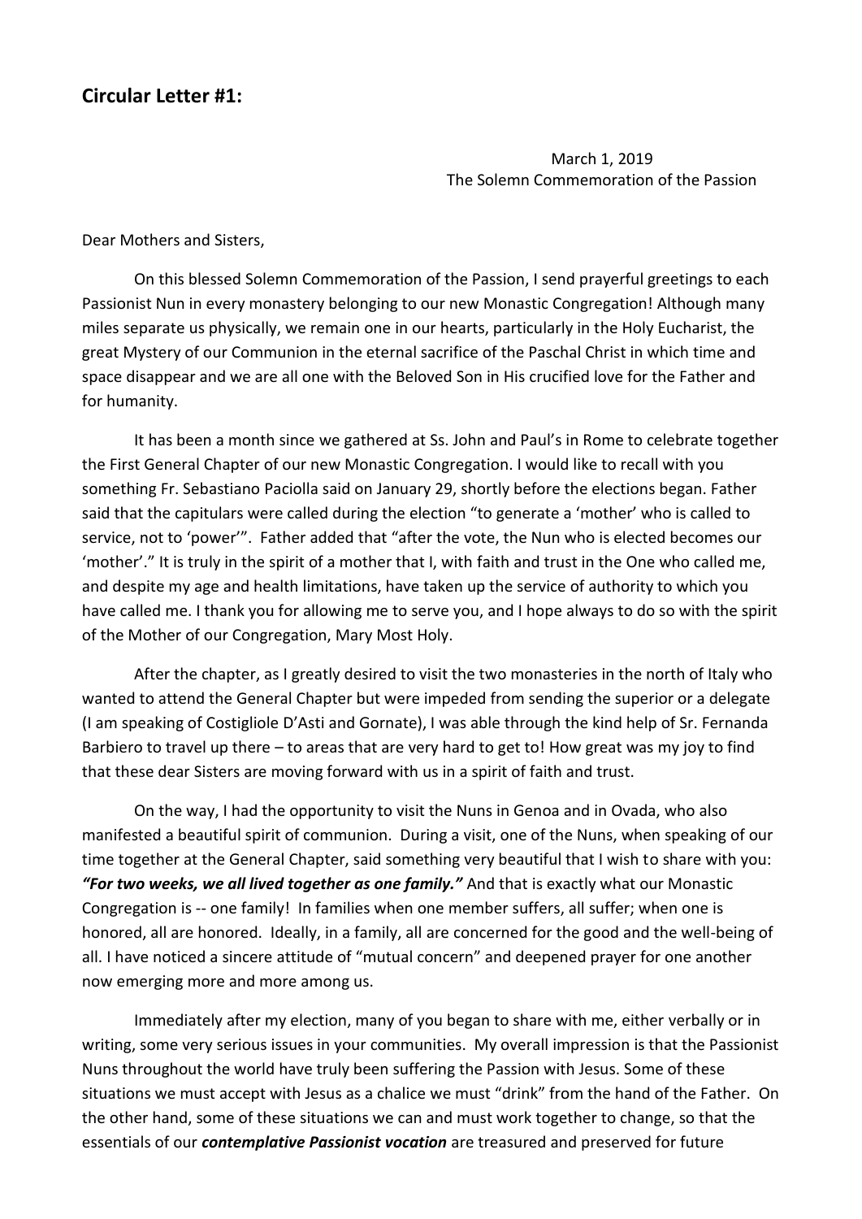## Circular Letter #1:

March 1, 2019
The Solemn Commemoration of the Passion

Dear Mothers and Sisters,

On this blessed Solemn Commemoration of the Passion, I send prayerful greetings to each Passionist Nun in every monastery belonging to our new Monastic Congregation! Although many miles separate us physically, we remain one in our hearts, particularly in the Holy Eucharist, the great Mystery of our Communion in the eternal sacrifice of the Paschal Christ in which time and space disappear and we are all one with the Beloved Son in His crucified love for the Father and for humanity.

It has been a month since we gathered at Ss. John and Paul's in Rome to celebrate together the First General Chapter of our new Monastic Congregation. I would like to recall with you something Fr. Sebastiano Paciolla said on January 29, shortly before the elections began. Father said that the capitulars were called during the election "to generate a 'mother' who is called to service, not to 'power'". Father added that "after the vote, the Nun who is elected becomes our 'mother'." It is truly in the spirit of a mother that I, with faith and trust in the One who called me, and despite my age and health limitations, have taken up the service of authority to which you have called me. I thank you for allowing me to serve you, and I hope always to do so with the spirit of the Mother of our Congregation, Mary Most Holy.

After the chapter, as I greatly desired to visit the two monasteries in the north of Italy who wanted to attend the General Chapter but were impeded from sending the superior or a delegate (I am speaking of Costigliole D'Asti and Gornate), I was able through the kind help of Sr. Fernanda Barbiero to travel up there – to areas that are very hard to get to! How great was my joy to find that these dear Sisters are moving forward with us in a spirit of faith and trust.

On the way, I had the opportunity to visit the Nuns in Genoa and in Ovada, who also manifested a beautiful spirit of communion. During a visit, one of the Nuns, when speaking of our time together at the General Chapter, said something very beautiful that I wish to share with you: ***"For two weeks, we all lived together as one family."*** And that is exactly what our Monastic Congregation is -- one family! In families when one member suffers, all suffer; when one is honored, all are honored. Ideally, in a family, all are concerned for the good and the well-being of all. I have noticed a sincere attitude of "mutual concern" and deepened prayer for one another now emerging more and more among us.

Immediately after my election, many of you began to share with me, either verbally or in writing, some very serious issues in your communities. My overall impression is that the Passionist Nuns throughout the world have truly been suffering the Passion with Jesus. Some of these situations we must accept with Jesus as a chalice we must "drink" from the hand of the Father. On the other hand, some of these situations we can and must work together to change, so that the essentials of our ***contemplative Passionist vocation*** are treasured and preserved for future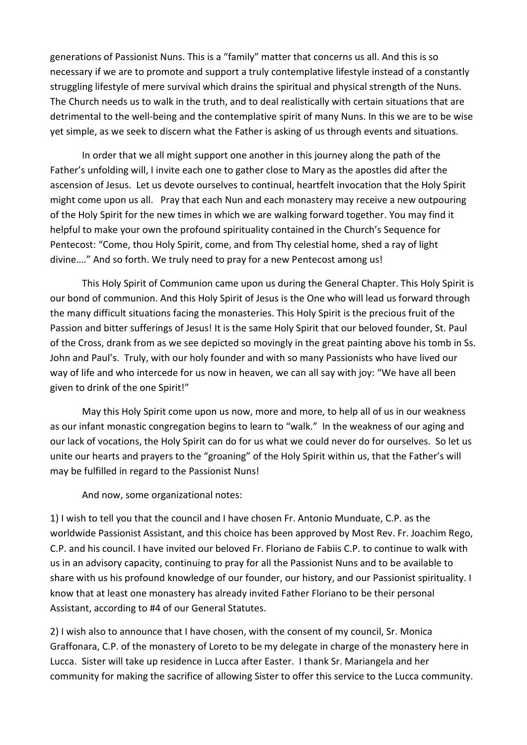generations of Passionist Nuns. This is a "family" matter that concerns us all. And this is so necessary if we are to promote and support a truly contemplative lifestyle instead of a constantly struggling lifestyle of mere survival which drains the spiritual and physical strength of the Nuns. The Church needs us to walk in the truth, and to deal realistically with certain situations that are detrimental to the well-being and the contemplative spirit of many Nuns. In this we are to be wise yet simple, as we seek to discern what the Father is asking of us through events and situations.

In order that we all might support one another in this journey along the path of the Father's unfolding will, I invite each one to gather close to Mary as the apostles did after the ascension of Jesus. Let us devote ourselves to continual, heartfelt invocation that the Holy Spirit might come upon us all. Pray that each Nun and each monastery may receive a new outpouring of the Holy Spirit for the new times in which we are walking forward together. You may find it helpful to make your own the profound spirituality contained in the Church's Sequence for Pentecost: "Come, thou Holy Spirit, come, and from Thy celestial home, shed a ray of light divine…." And so forth. We truly need to pray for a new Pentecost among us!

This Holy Spirit of Communion came upon us during the General Chapter. This Holy Spirit is our bond of communion. And this Holy Spirit of Jesus is the One who will lead us forward through the many difficult situations facing the monasteries. This Holy Spirit is the precious fruit of the Passion and bitter sufferings of Jesus! It is the same Holy Spirit that our beloved founder, St. Paul of the Cross, drank from as we see depicted so movingly in the great painting above his tomb in Ss. John and Paul's. Truly, with our holy founder and with so many Passionists who have lived our way of life and who intercede for us now in heaven, we can all say with joy: "We have all been given to drink of the one Spirit!"

May this Holy Spirit come upon us now, more and more, to help all of us in our weakness as our infant monastic congregation begins to learn to "walk." In the weakness of our aging and our lack of vocations, the Holy Spirit can do for us what we could never do for ourselves. So let us unite our hearts and prayers to the "groaning" of the Holy Spirit within us, that the Father's will may be fulfilled in regard to the Passionist Nuns!

And now, some organizational notes:

1) I wish to tell you that the council and I have chosen Fr. Antonio Munduate, C.P. as the worldwide Passionist Assistant, and this choice has been approved by Most Rev. Fr. Joachim Rego, C.P. and his council. I have invited our beloved Fr. Floriano de Fabiis C.P. to continue to walk with us in an advisory capacity, continuing to pray for all the Passionist Nuns and to be available to share with us his profound knowledge of our founder, our history, and our Passionist spirituality. I know that at least one monastery has already invited Father Floriano to be their personal Assistant, according to #4 of our General Statutes.

2) I wish also to announce that I have chosen, with the consent of my council, Sr. Monica Graffonara, C.P. of the monastery of Loreto to be my delegate in charge of the monastery here in Lucca. Sister will take up residence in Lucca after Easter. I thank Sr. Mariangela and her community for making the sacrifice of allowing Sister to offer this service to the Lucca community.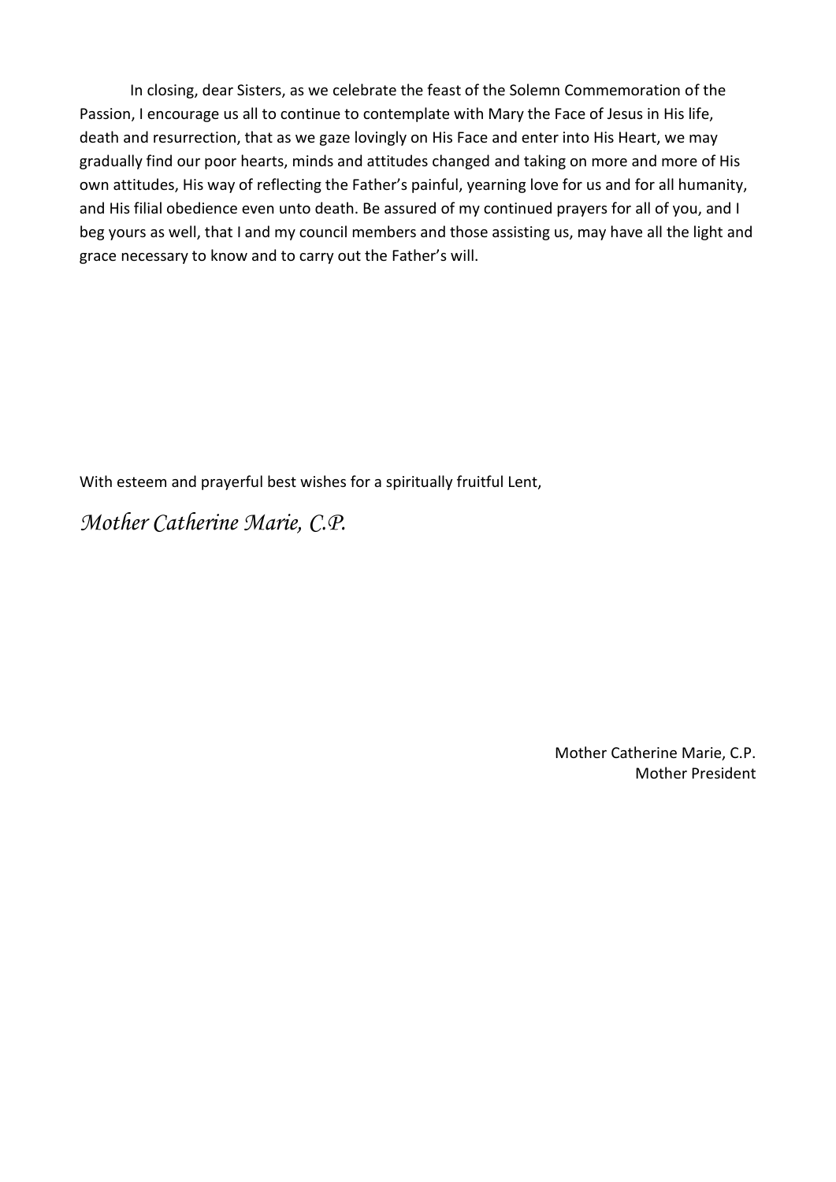In closing, dear Sisters, as we celebrate the feast of the Solemn Commemoration of the Passion, I encourage us all to continue to contemplate with Mary the Face of Jesus in His life, death and resurrection, that as we gaze lovingly on His Face and enter into His Heart, we may gradually find our poor hearts, minds and attitudes changed and taking on more and more of His own attitudes, His way of reflecting the Father's painful, yearning love for us and for all humanity, and His filial obedience even unto death. Be assured of my continued prayers for all of you, and I beg yours as well, that I and my council members and those assisting us, may have all the light and grace necessary to know and to carry out the Father's will.

With esteem and prayerful best wishes for a spiritually fruitful Lent,

*Mother Catherine Marie, C.P.*

Mother Catherine Marie, C.P.
Mother President